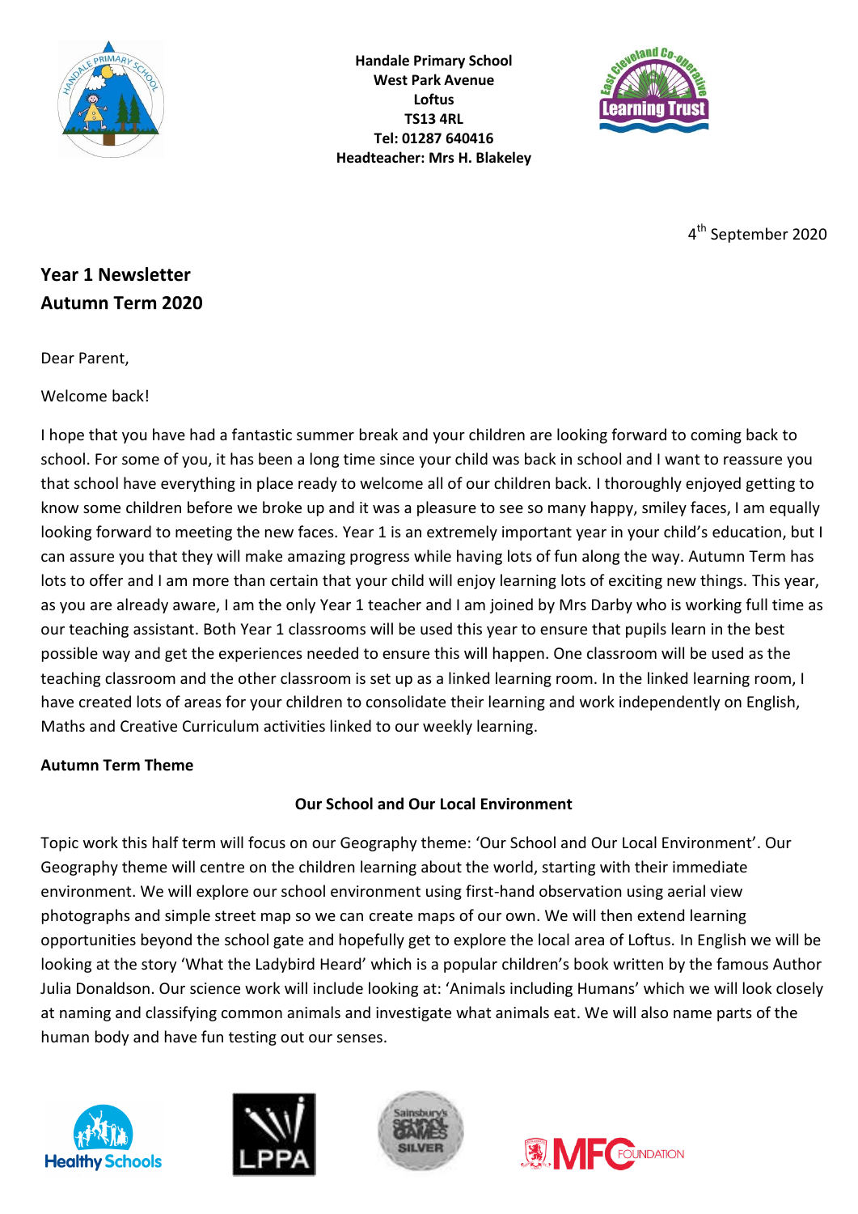Handale Primary School
West Park Avenue
Loftus
TS13 4RL
Tel: 01287 640416
Headteacher: Mrs H. Blakeley

4th September 2020

## Year 1 Newsletter
## Autumn Term 2020

Dear Parent,

Welcome back!

I hope that you have had a fantastic summer break and your children are looking forward to coming back to school. For some of you, it has been a long time since your child was back in school and I want to reassure you that school have everything in place ready to welcome all of our children back. I thoroughly enjoyed getting to know some children before we broke up and it was a pleasure to see so many happy, smiley faces, I am equally looking forward to meeting the new faces. Year 1 is an extremely important year in your child's education, but I can assure you that they will make amazing progress while having lots of fun along the way. Autumn Term has lots to offer and I am more than certain that your child will enjoy learning lots of exciting new things. This year, as you are already aware, I am the only Year 1 teacher and I am joined by Mrs Darby who is working full time as our teaching assistant. Both Year 1 classrooms will be used this year to ensure that pupils learn in the best possible way and get the experiences needed to ensure this will happen. One classroom will be used as the teaching classroom and the other classroom is set up as a linked learning room. In the linked learning room, I have created lots of areas for your children to consolidate their learning and work independently on English, Maths and Creative Curriculum activities linked to our weekly learning.

**Autumn Term Theme**

**Our School and Our Local Environment**

Topic work this half term will focus on our Geography theme: 'Our School and Our Local Environment'. Our Geography theme will centre on the children learning about the world, starting with their immediate environment. We will explore our school environment using first-hand observation using aerial view photographs and simple street map so we can create maps of our own. We will then extend learning opportunities beyond the school gate and hopefully get to explore the local area of Loftus. In English we will be looking at the story 'What the Ladybird Heard' which is a popular children's book written by the famous Author Julia Donaldson. Our science work will include looking at: 'Animals including Humans' which we will look closely at naming and classifying common animals and investigate what animals eat. We will also name parts of the human body and have fun testing out our senses.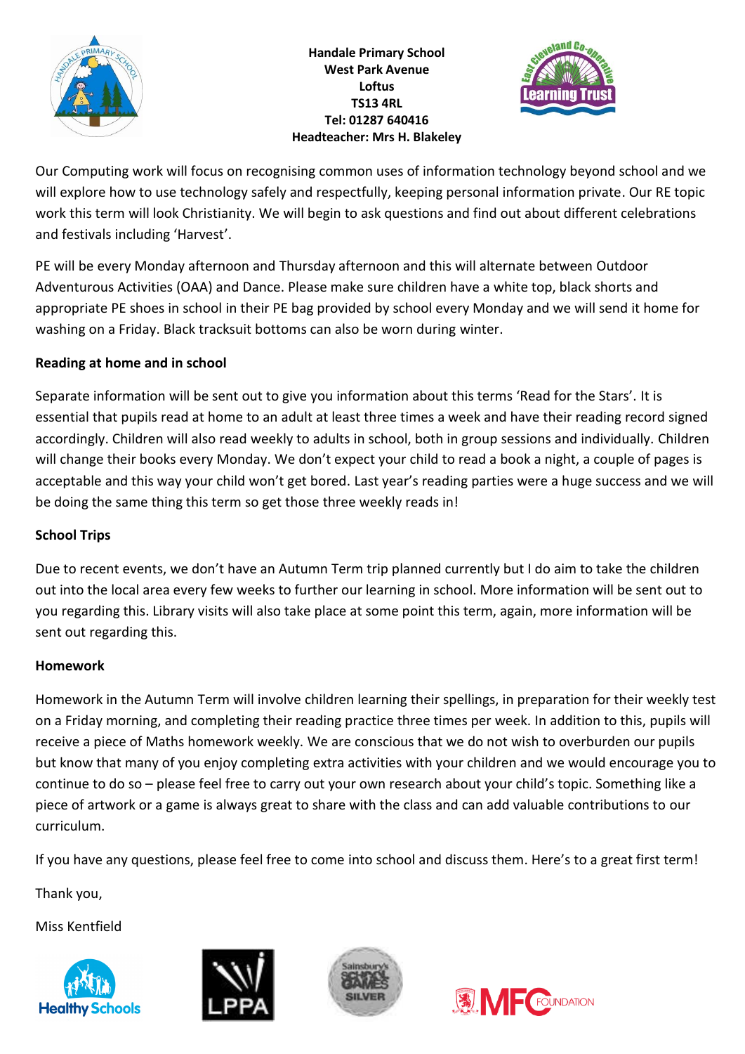**Handale Primary School**
**West Park Avenue**
**Loftus**
**TS13 4RL**
**Tel: 01287 640416**
**Headteacher: Mrs H. Blakeley**

Our Computing work will focus on recognising common uses of information technology beyond school and we will explore how to use technology safely and respectfully, keeping personal information private. Our RE topic work this term will look Christianity. We will begin to ask questions and find out about different celebrations and festivals including 'Harvest'.

PE will be every Monday afternoon and Thursday afternoon and this will alternate between Outdoor Adventurous Activities (OAA) and Dance. Please make sure children have a white top, black shorts and appropriate PE shoes in school in their PE bag provided by school every Monday and we will send it home for washing on a Friday. Black tracksuit bottoms can also be worn during winter.

**Reading at home and in school**

Separate information will be sent out to give you information about this terms 'Read for the Stars'. It is essential that pupils read at home to an adult at least three times a week and have their reading record signed accordingly. Children will also read weekly to adults in school, both in group sessions and individually. Children will change their books every Monday. We don't expect your child to read a book a night, a couple of pages is acceptable and this way your child won't get bored. Last year's reading parties were a huge success and we will be doing the same thing this term so get those three weekly reads in!

**School Trips**

Due to recent events, we don't have an Autumn Term trip planned currently but I do aim to take the children out into the local area every few weeks to further our learning in school. More information will be sent out to you regarding this. Library visits will also take place at some point this term, again, more information will be sent out regarding this.

**Homework**

Homework in the Autumn Term will involve children learning their spellings, in preparation for their weekly test on a Friday morning, and completing their reading practice three times per week. In addition to this, pupils will receive a piece of Maths homework weekly. We are conscious that we do not wish to overburden our pupils but know that many of you enjoy completing extra activities with your children and we would encourage you to continue to do so – please feel free to carry out your own research about your child's topic. Something like a piece of artwork or a game is always great to share with the class and can add valuable contributions to our curriculum.

If you have any questions, please feel free to come into school and discuss them. Here's to a great first term!

Thank you,

Miss Kentfield